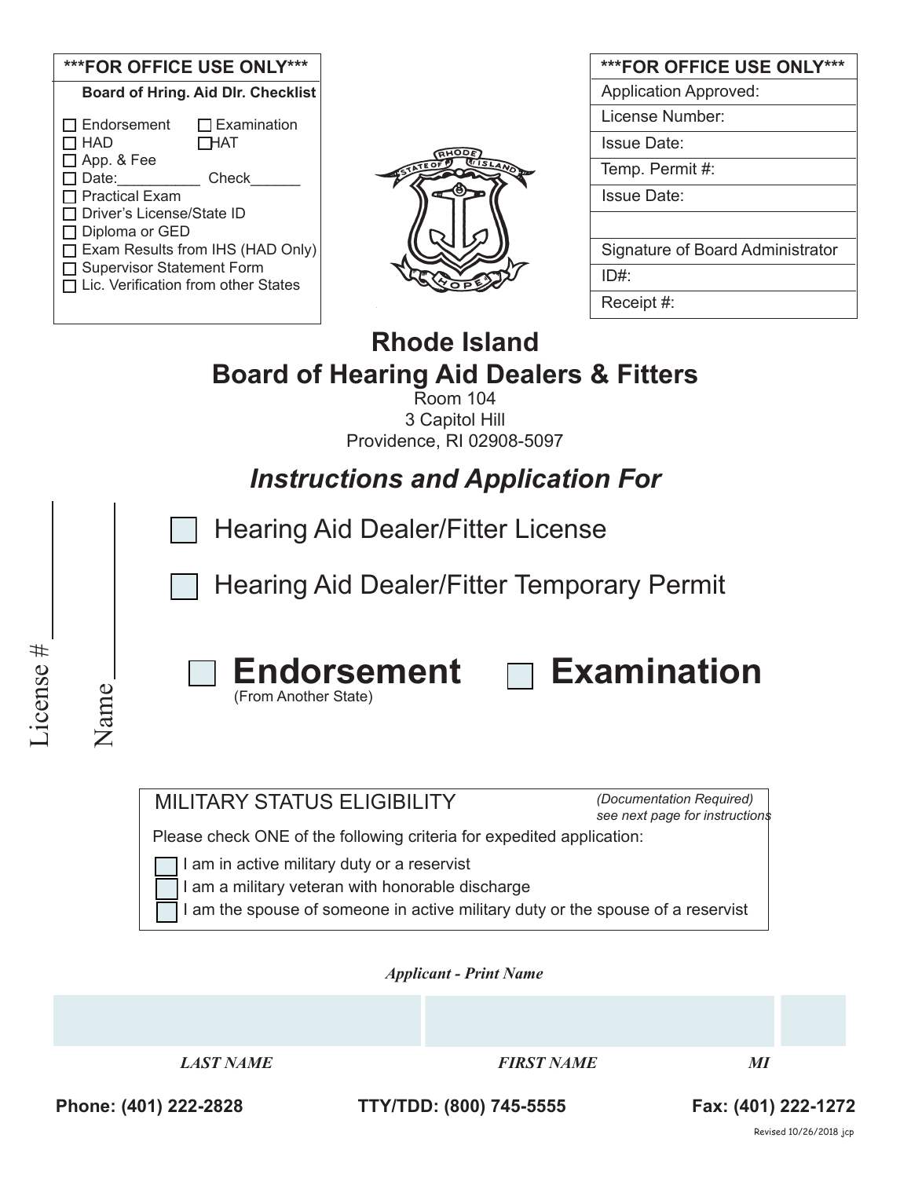| ***FOR OFFICE USE ONLY*** | |
|---|---|
| **Board of Hring. Aid Dlr. Checklist** | |
| ☐ Endorsement | ☐ Examination |
| ☐ HAD | ☐ HAT |
| ☐ App. & Fee | |
| ☐ Date:__________ Check______ | |
| ☐ Practical Exam | |
| ☐ Driver's License/State ID | |
| ☐ Diploma or GED | |
| ☐ Exam Results from IHS (HAD Only) | |
| ☐ Supervisor Statement Form | |
| ☐ Lic. Verification from other States | |

| ***FOR OFFICE USE ONLY*** |
|---|
| Application Approved: |
| License Number: |
| Issue Date: |
| Temp. Permit #: |
| Issue Date: |
| |
| Signature of Board Administrator |
| ID#: |
| Receipt #: |

# Rhode Island
# Board of Hearing Aid Dealers & Fitters

Room 104
3 Capitol Hill
Providence, RI 02908-5097

## *Instructions and Application For*

☐ Hearing Aid Dealer/Fitter License

☐ Hearing Aid Dealer/Fitter Temporary Permit

☐ **Endorsement** (From Another State) ☐ **Examination**

License # ____________

Name ____________

MILITARY STATUS ELIGIBILITY *(Documentation Required) see next page for instructions*

Please check ONE of the following criteria for expedited application:

☐ I am in active military duty or a reservist
☐ I am a military veteran with honorable discharge
☐ I am the spouse of someone in active military duty or the spouse of a reservist

***Applicant - Print Name***

| | | |
|---|---|---|
| ***LAST NAME*** | ***FIRST NAME*** | ***MI*** |

**Phone: (401) 222-2828** **TTY/TDD: (800) 745-5555** **Fax: (401) 222-1272**

Revised 10/26/2018 jcp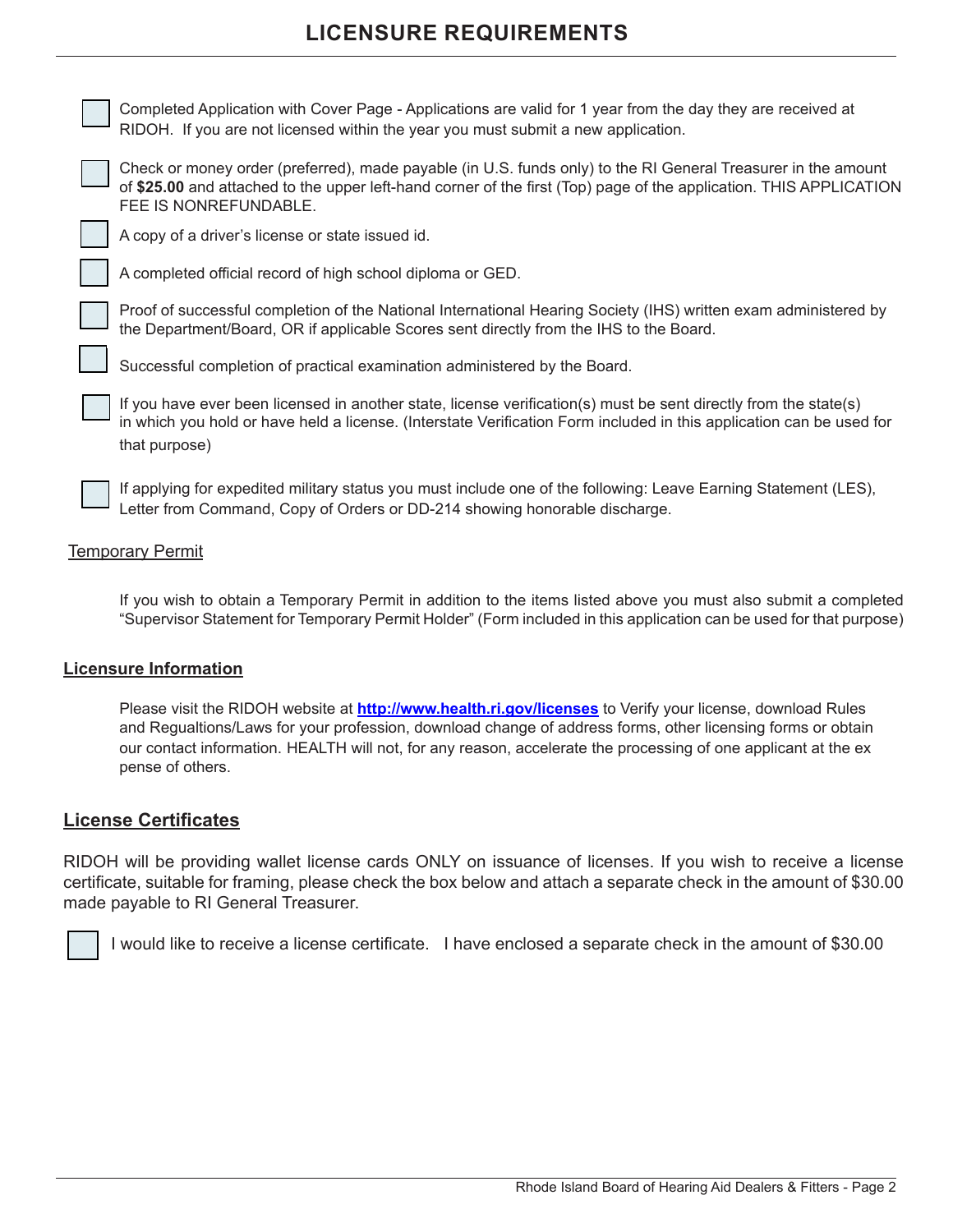# LICENSURE REQUIREMENTS

- [ ] Completed Application with Cover Page - Applications are valid for 1 year from the day they are received at RIDOH. If you are not licensed within the year you must submit a new application.
- [ ] Check or money order (preferred), made payable (in U.S. funds only) to the RI General Treasurer in the amount of **$25.00** and attached to the upper left-hand corner of the first (Top) page of the application. THIS APPLICATION FEE IS NONREFUNDABLE.
- [ ] A copy of a driver's license or state issued id.
- [ ] A completed official record of high school diploma or GED.
- [ ] Proof of successful completion of the National International Hearing Society (IHS) written exam administered by the Department/Board, OR if applicable Scores sent directly from the IHS to the Board.
- [ ] Successful completion of practical examination administered by the Board.
- [ ] If you have ever been licensed in another state, license verification(s) must be sent directly from the state(s) in which you hold or have held a license. (Interstate Verification Form included in this application can be used for that purpose)
- [ ] If applying for expedited military status you must include one of the following: Leave Earning Statement (LES), Letter from Command, Copy of Orders or DD-214 showing honorable discharge.

Temporary Permit

If you wish to obtain a Temporary Permit in addition to the items listed above you must also submit a completed "Supervisor Statement for Temporary Permit Holder" (Form included in this application can be used for that purpose)

**Licensure Information**

Please visit the RIDOH website at **[http://www.health.ri.gov/licenses](http://www.health.ri.gov/licenses)** to Verify your license, download Rules and Regualtions/Laws for your profession, download change of address forms, other licensing forms or obtain our contact information. HEALTH will not, for any reason, accelerate the processing of one applicant at the ex pense of others.

## License Certificates

RIDOH will be providing wallet license cards ONLY on issuance of licenses. If you wish to receive a license certificate, suitable for framing, please check the box below and attach a separate check in the amount of $30.00 made payable to RI General Treasurer.

- [ ] I would like to receive a license certificate. I have enclosed a separate check in the amount of $30.00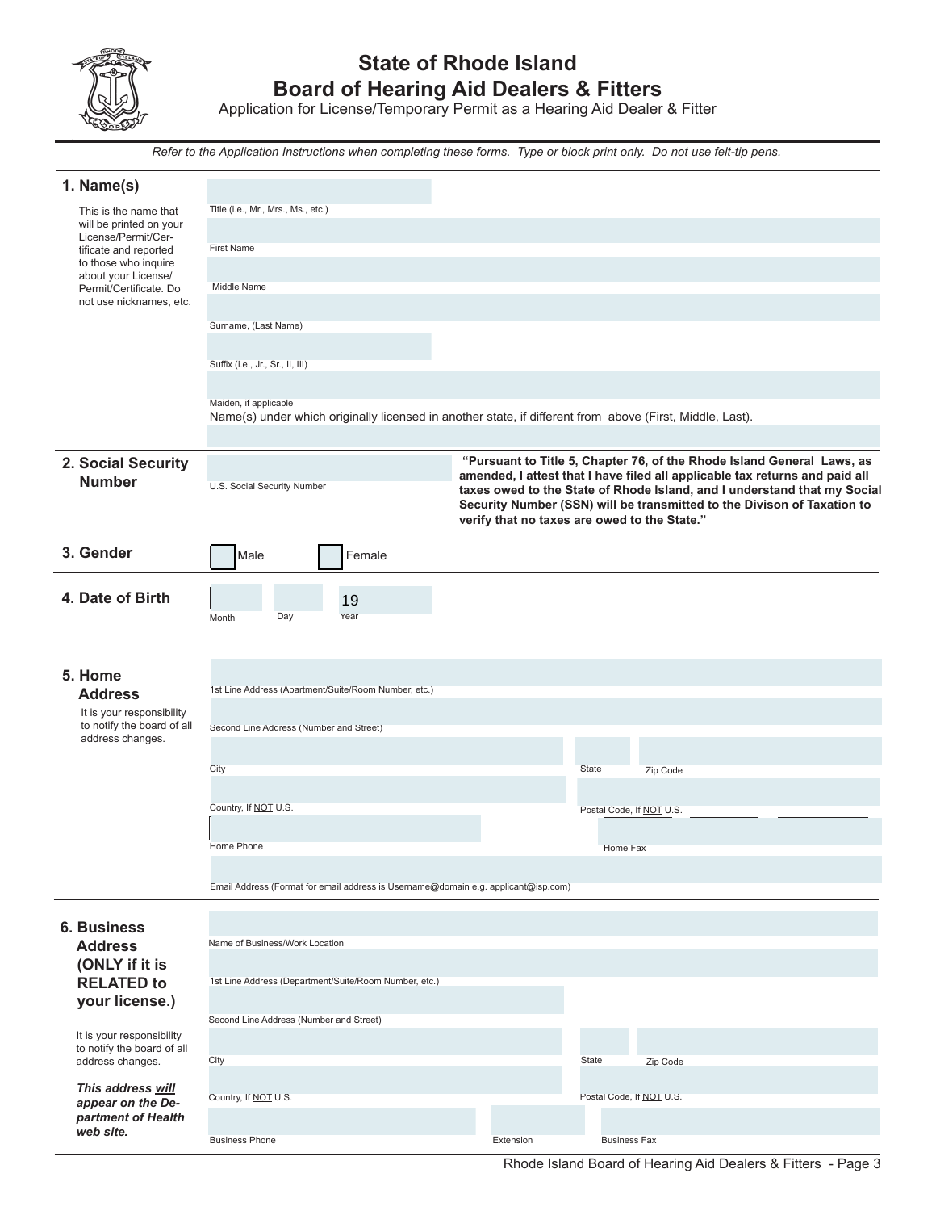# State of Rhode Island
## Board of Hearing Aid Dealers & Fitters

Application for License/Temporary Permit as a Hearing Aid Dealer & Fitter

*Refer to the Application Instructions when completing these forms. Type or block print only. Do not use felt-tip pens.*

### 1. Name(s)

This is the name that will be printed on your License/Permit/Certificate and reported to those who inquire about your License/Permit/Certificate. Do not use nicknames, etc.

Title (i.e., Mr., Mrs., Ms., etc.)

First Name

Middle Name

Surname, (Last Name)

Suffix (i.e., Jr., Sr., II, III)

Maiden, if applicable

Name(s) under which originally licensed in another state, if different from above (First, Middle, Last).

### 2. Social Security Number

U.S. Social Security Number

**"Pursuant to Title 5, Chapter 76, of the Rhode Island General Laws, as amended, I attest that I have filed all applicable tax returns and paid all taxes owed to the State of Rhode Island, and I understand that my Social Security Number (SSN) will be transmitted to the Divison of Taxation to verify that no taxes are owed to the State."**

### 3. Gender

☐ Male ☐ Female

### 4. Date of Birth

Month Day Year 19

### 5. Home Address

It is your responsibility to notify the board of all address changes.

1st Line Address (Apartment/Suite/Room Number, etc.)

Second Line Address (Number and Street)

City State Zip Code

Country, If NOT U.S. Postal Code, If NOT U.S.

Home Phone Home Fax

Email Address (Format for email address is Username@domain e.g. applicant@isp.com)

### 6. Business Address (ONLY if it is RELATED to your license.)

It is your responsibility to notify the board of all address changes.

***This address will appear on the Department of Health web site.***

Name of Business/Work Location

1st Line Address (Department/Suite/Room Number, etc.)

Second Line Address (Number and Street)

City State Zip Code

Country, If NOT U.S. Postal Code, If NOT U.S.

Business Phone Extension Business Fax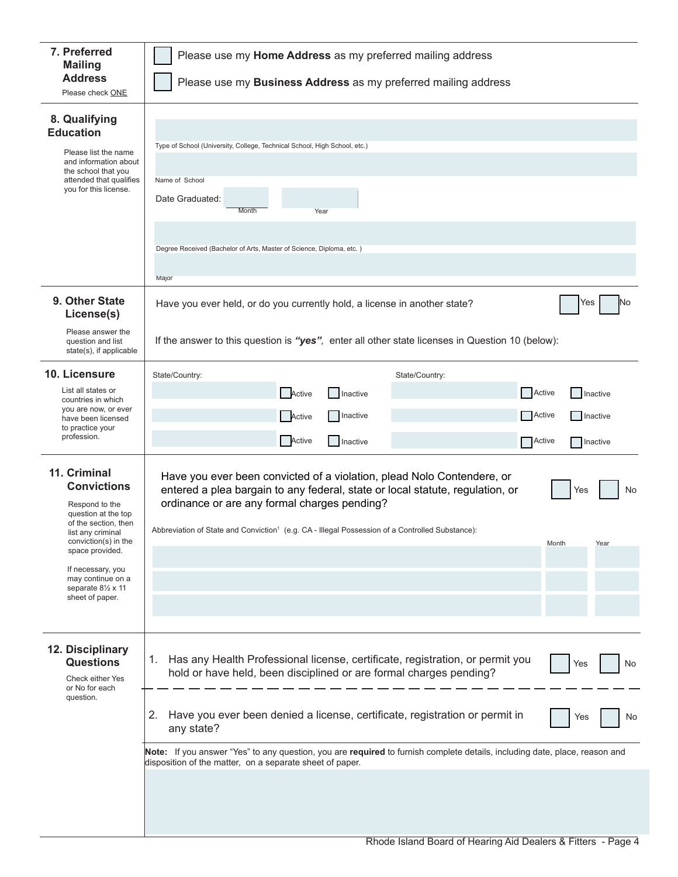## 7. Preferred Mailing Address

Please check ONE

☐ Please use my **Home Address** as my preferred mailing address

☐ Please use my **Business Address** as my preferred mailing address

## 8. Qualifying Education

Please list the name and information about the school that you attended that qualifies you for this license.

Type of School (University, College, Technical School, High School, etc.)

Name of School

Date Graduated: Month Year

Degree Received (Bachelor of Arts, Master of Science, Diploma, etc. )

Major

## 9. Other State License(s)

Please answer the question and list state(s), if applicable

Have you ever held, or do you currently hold, a license in another state? ☐ Yes ☐ No

If the answer to this question is ***"yes"***, enter all other state licenses in Question 10 (below):

## 10. Licensure

List all states or countries in which you are now, or ever have been licensed to practice your profession.

| State/Country: | | | State/Country: | | |
|---|---|---|---|---|---|
| | ☐ Active | ☐ Inactive | | ☐ Active | ☐ Inactive |
| | ☐ Active | ☐ Inactive | | ☐ Active | ☐ Inactive |
| | ☐ Active | ☐ Inactive | | ☐ Active | ☐ Inactive |

## 11. Criminal Convictions

Respond to the question at the top of the section, then list any criminal conviction(s) in the space provided.

If necessary, you may continue on a separate 8½ x 11 sheet of paper.

Have you ever been convicted of a violation, plead Nolo Contendere, or entered a plea bargain to any federal, state or local statute, regulation, or ordinance or are any formal charges pending? ☐ Yes ☐ No

Abbreviation of State and Conviction[1] (e.g. CA - Illegal Possession of a Controlled Substance):

| Abbreviation of State and Conviction | Month | Year |
|---|---|---|
| | | |
| | | |
| | | |

## 12. Disciplinary Questions

Check either Yes or No for each question.

1. Has any Health Professional license, certificate, registration, or permit you hold or have held, been disciplined or are formal charges pending? ☐ Yes ☐ No

2. Have you ever been denied a license, certificate, registration or permit in any state? ☐ Yes ☐ No

**Note:** If you answer "Yes" to any question, you are **required** to furnish complete details, including date, place, reason and disposition of the matter, on a separate sheet of paper.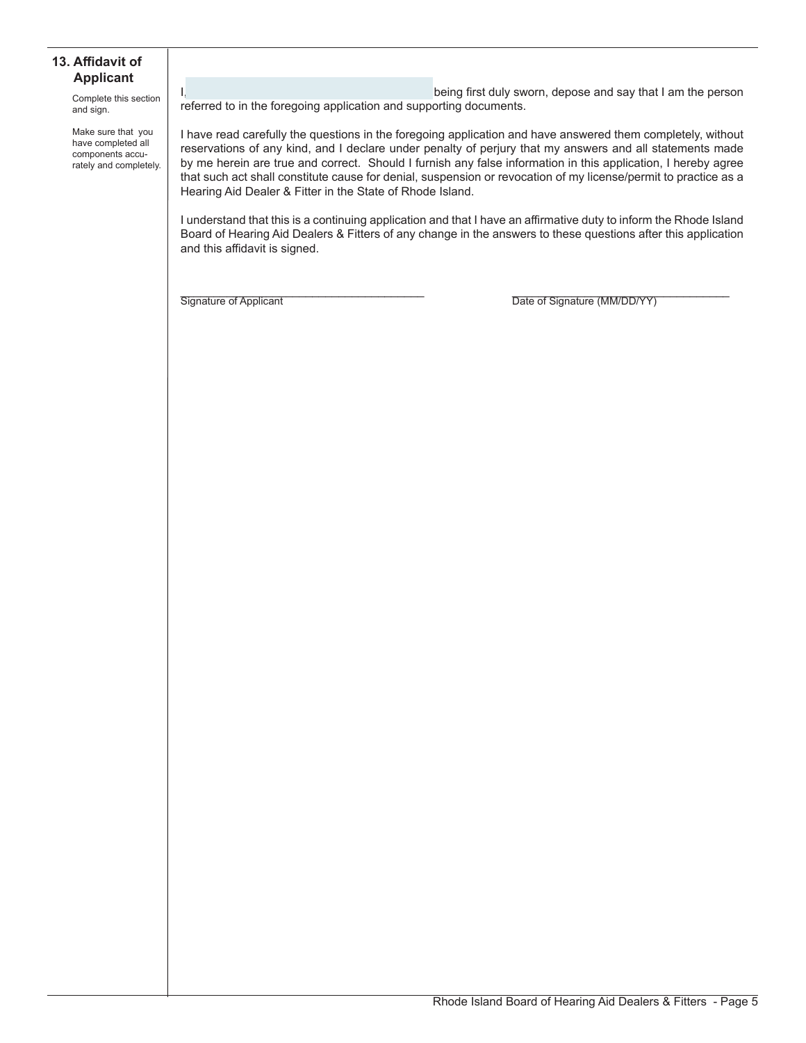## 13. Affidavit of Applicant

Complete this section and sign.

Make sure that you have completed all components accurately and completely.

I, \_\_\_\_\_\_\_\_\_\_\_\_\_\_\_\_\_\_\_\_\_\_\_\_\_\_\_\_\_\_\_\_ being first duly sworn, depose and say that I am the person referred to in the foregoing application and supporting documents.

I have read carefully the questions in the foregoing application and have answered them completely, without reservations of any kind, and I declare under penalty of perjury that my answers and all statements made by me herein are true and correct. Should I furnish any false information in this application, I hereby agree that such act shall constitute cause for denial, suspension or revocation of my license/permit to practice as a Hearing Aid Dealer & Fitter in the State of Rhode Island.

I understand that this is a continuing application and that I have an affirmative duty to inform the Rhode Island Board of Hearing Aid Dealers & Fitters of any change in the answers to these questions after this application and this affidavit is signed.

\_\_\_\_\_\_\_\_\_\_\_\_\_\_\_\_\_\_\_\_\_\_\_\_\_\_\_\_\_\_\_\_\_\_\_\_\_\_\_\_
Signature of Applicant

\_\_\_\_\_\_\_\_\_\_\_\_\_\_\_\_\_\_\_\_\_\_\_\_\_\_\_\_\_\_\_\_\_\_\_\_
Date of Signature (MM/DD/YY)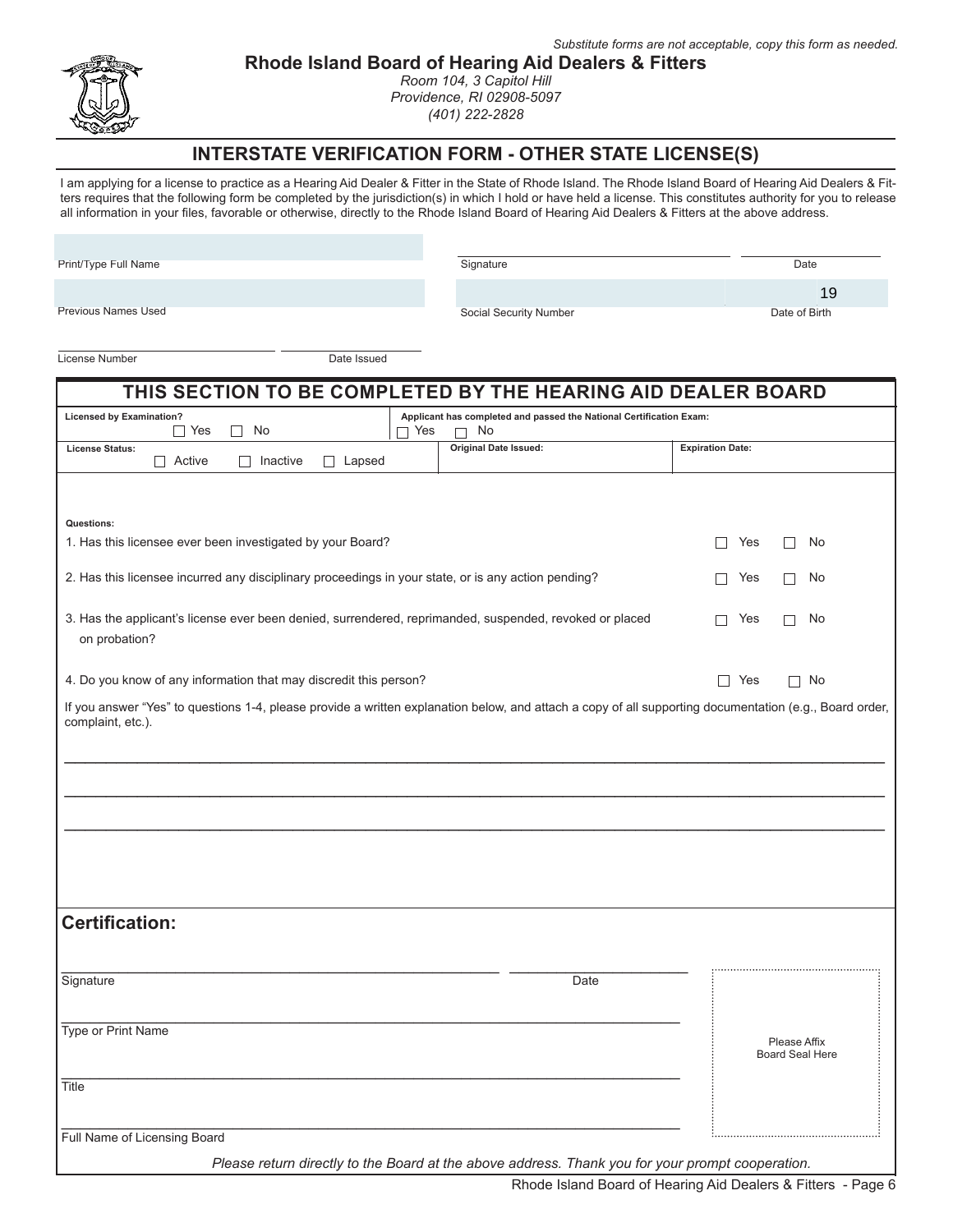*Substitute forms are not acceptable, copy this form as needed.*

**Rhode Island Board of Hearing Aid Dealers & Fitters**

*Room 104, 3 Capitol Hill*
*Providence, RI 02908-5097*
*(401) 222-2828*

## INTERSTATE VERIFICATION FORM - OTHER STATE LICENSE(S)

I am applying for a license to practice as a Hearing Aid Dealer & Fitter in the State of Rhode Island. The Rhode Island Board of Hearing Aid Dealers & Fitters requires that the following form be completed by the jurisdiction(s) in which I hold or have held a license. This constitutes authority for you to release all information in your files, favorable or otherwise, directly to the Rhode Island Board of Hearing Aid Dealers & Fitters at the above address.

Print/Type Full Name ______________________ Signature ______________________ Date ____________

Previous Names Used ______________________ Social Security Number ______________________ Date of Birth ______ 19__

License Number ______________________ Date Issued ____________

## THIS SECTION TO BE COMPLETED BY THE HEARING AID DEALER BOARD

**Licensed by Examination?** ☐ Yes ☐ No

**Applicant has completed and passed the National Certification Exam:** ☐ Yes ☐ No

**License Status:** ☐ Active ☐ Inactive ☐ Lapsed

**Original Date Issued:** ____________

**Expiration Date:** ____________

**Questions:**

1. Has this licensee ever been investigated by your Board? ☐ Yes ☐ No
2. Has this licensee incurred any disciplinary proceedings in your state, or is any action pending? ☐ Yes ☐ No
3. Has the applicant's license ever been denied, surrendered, reprimanded, suspended, revoked or placed on probation? ☐ Yes ☐ No
4. Do you know of any information that may discredit this person? ☐ Yes ☐ No

If you answer "Yes" to questions 1-4, please provide a written explanation below, and attach a copy of all supporting documentation (e.g., Board order, complaint, etc.).

_______________________________________________________________________________

_______________________________________________________________________________

_______________________________________________________________________________

## Certification:

Signature ______________________________ Date ____________

Type or Print Name ______________________________

Title ______________________________

Full Name of Licensing Board ______________________________

Please Affix Board Seal Here

*Please return directly to the Board at the above address. Thank you for your prompt cooperation.*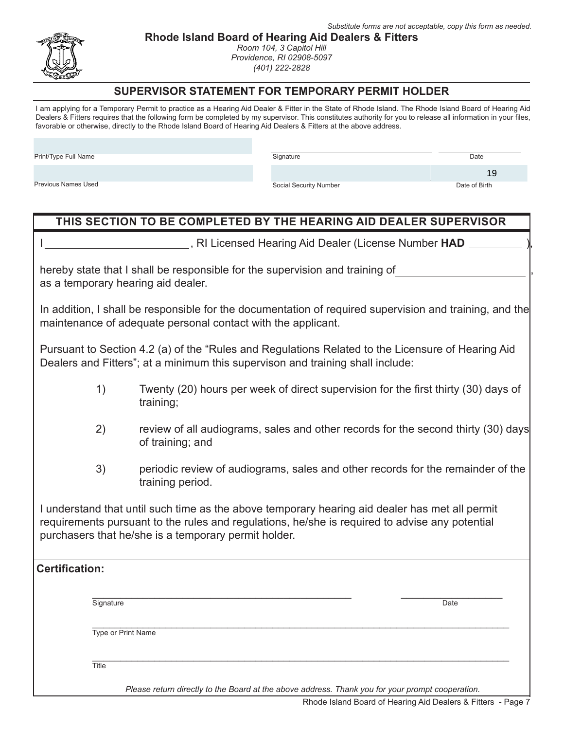*Substitute forms are not acceptable, copy this form as needed.*

**Rhode Island Board of Hearing Aid Dealers & Fitters**

*Room 104, 3 Capitol Hill*
*Providence, RI 02908-5097*
*(401) 222-2828*

## SUPERVISOR STATEMENT FOR TEMPORARY PERMIT HOLDER

I am applying for a Temporary Permit to practice as a Hearing Aid Dealer & Fitter in the State of Rhode Island. The Rhode Island Board of Hearing Aid Dealers & Fitters requires that the following form be completed by my supervisor. This constitutes authority for you to release all information in your files, favorable or otherwise, directly to the Rhode Island Board of Hearing Aid Dealers & Fitters at the above address.

Print/Type Full Name ______________________ Signature ______________________ Date ____________

Previous Names Used ______________________ Social Security Number ______________________ Date of Birth ______ 19 ______

### THIS SECTION TO BE COMPLETED BY THE HEARING AID DEALER SUPERVISOR

I ______________________, RI Licensed Hearing Aid Dealer (License Number **HAD** __________ ),

hereby state that I shall be responsible for the supervision and training of ______________________, as a temporary hearing aid dealer.

In addition, I shall be responsible for the documentation of required supervision and training, and the maintenance of adequate personal contact with the applicant.

Pursuant to Section 4.2 (a) of the "Rules and Regulations Related to the Licensure of Hearing Aid Dealers and Fitters"; at a minimum this supervison and training shall include:

1) Twenty (20) hours per week of direct supervision for the first thirty (30) days of training;

2) review of all audiograms, sales and other records for the second thirty (30) days of training; and

3) periodic review of audiograms, sales and other records for the remainder of the training period.

I understand that until such time as the above temporary hearing aid dealer has met all permit requirements pursuant to the rules and regulations, he/she is required to advise any potential purchasers that he/she is a temporary permit holder.

**Certification:**

Signature ______________________________ Date ______________

Type or Print Name ______________________________

Title ______________________________

*Please return directly to the Board at the above address. Thank you for your prompt cooperation.*